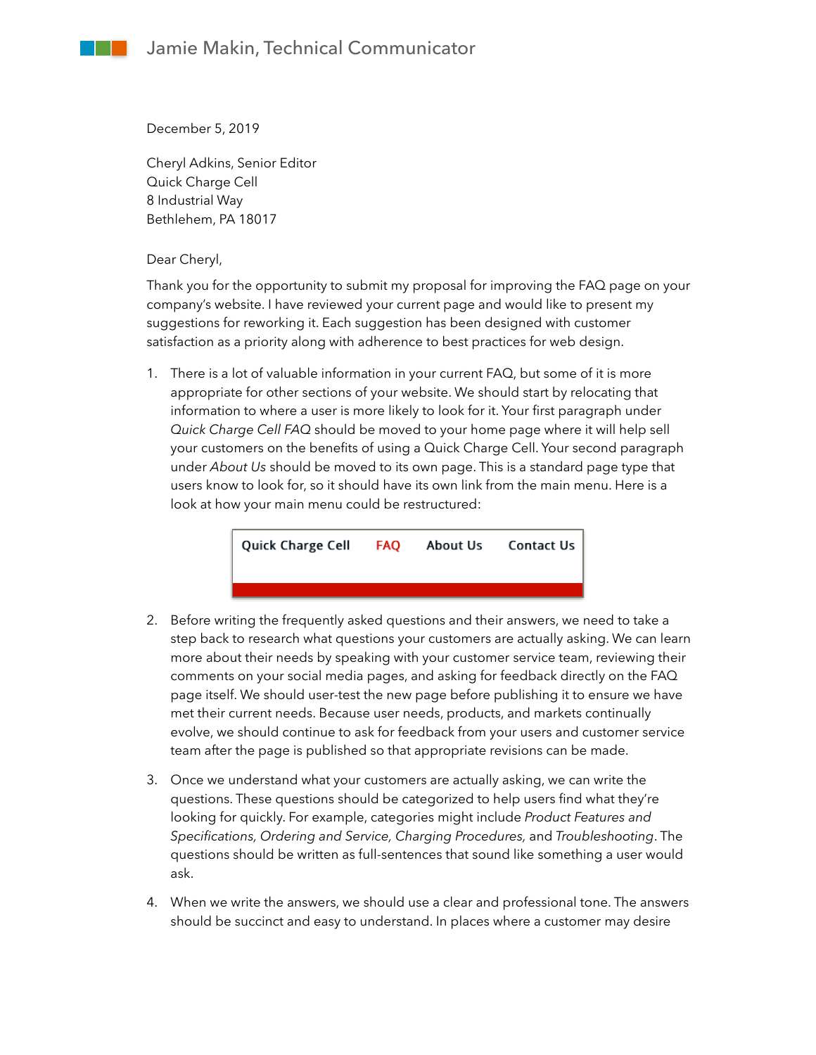Jamie Makin, Technical Communicator

December 5, 2019

Cheryl Adkins, Senior Editor
Quick Charge Cell
8 Industrial Way
Bethlehem, PA 18017

Dear Cheryl,

Thank you for the opportunity to submit my proposal for improving the FAQ page on your company's website. I have reviewed your current page and would like to present my suggestions for reworking it. Each suggestion has been designed with customer satisfaction as a priority along with adherence to best practices for web design.

1. There is a lot of valuable information in your current FAQ, but some of it is more appropriate for other sections of your website. We should start by relocating that information to where a user is more likely to look for it. Your first paragraph under *Quick Charge Cell FAQ* should be moved to your home page where it will help sell your customers on the benefits of using a Quick Charge Cell. Your second paragraph under *About Us* should be moved to its own page. This is a standard page type that users know to look for, so it should have its own link from the main menu. Here is a look at how your main menu could be restructured:

   **Quick Charge Cell** **FAQ** **About Us** **Contact Us**

2. Before writing the frequently asked questions and their answers, we need to take a step back to research what questions your customers are actually asking. We can learn more about their needs by speaking with your customer service team, reviewing their comments on your social media pages, and asking for feedback directly on the FAQ page itself. We should user-test the new page before publishing it to ensure we have met their current needs. Because user needs, products, and markets continually evolve, we should continue to ask for feedback from your users and customer service team after the page is published so that appropriate revisions can be made.

3. Once we understand what your customers are actually asking, we can write the questions. These questions should be categorized to help users find what they're looking for quickly. For example, categories might include *Product Features and Specifications, Ordering and Service, Charging Procedures,* and *Troubleshooting*. The questions should be written as full-sentences that sound like something a user would ask.

4. When we write the answers, we should use a clear and professional tone. The answers should be succinct and easy to understand. In places where a customer may desire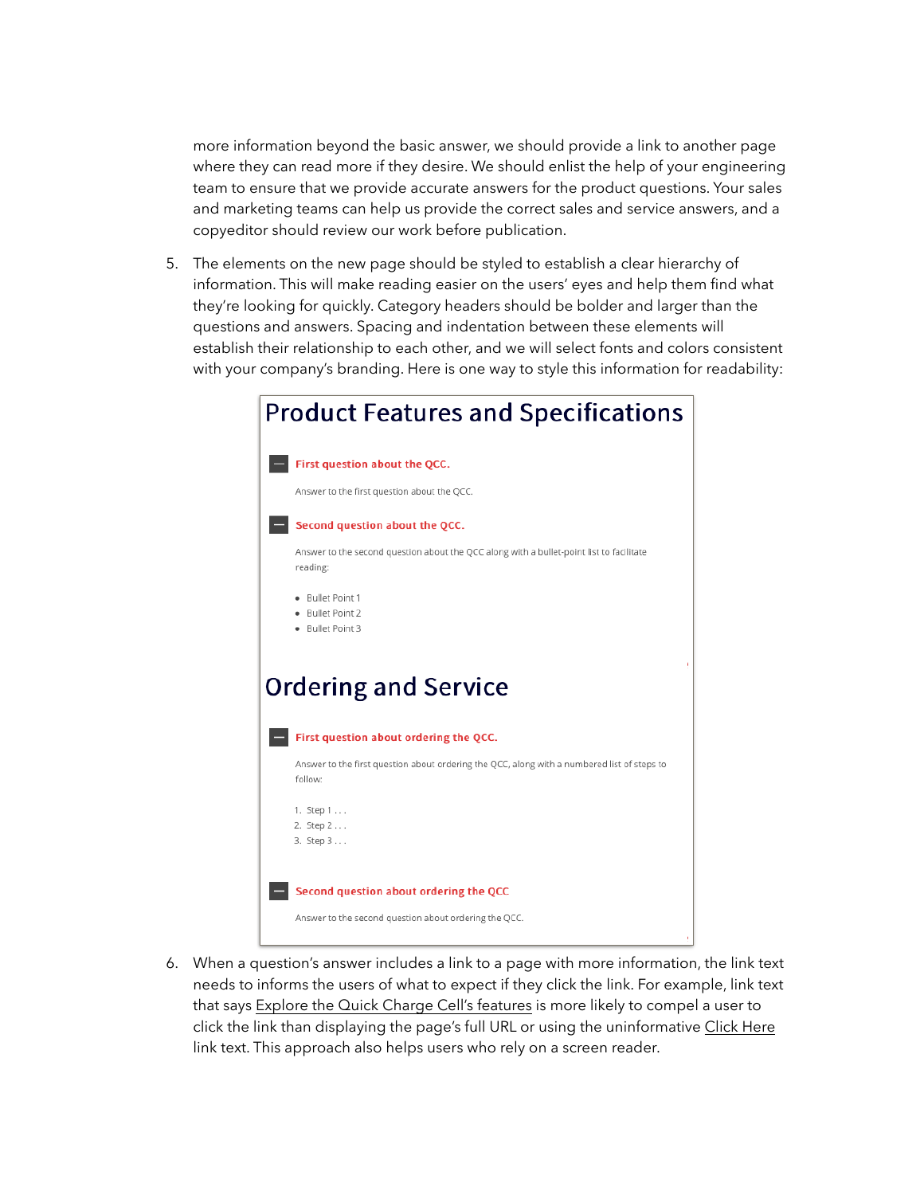more information beyond the basic answer, we should provide a link to another page where they can read more if they desire. We should enlist the help of your engineering team to ensure that we provide accurate answers for the product questions. Your sales and marketing teams can help us provide the correct sales and service answers, and a copyeditor should review our work before publication.

5. The elements on the new page should be styled to establish a clear hierarchy of information. This will make reading easier on the users' eyes and help them find what they're looking for quickly. Category headers should be bolder and larger than the questions and answers. Spacing and indentation between these elements will establish their relationship to each other, and we will select fonts and colors consistent with your company's branding. Here is one way to style this information for readability:

## Product Features and Specifications

**First question about the QCC.**

Answer to the first question about the QCC.

**Second question about the QCC.**

Answer to the second question about the QCC along with a bullet-point list to facilitate reading:

- Bullet Point 1
- Bullet Point 2
- Bullet Point 3

## Ordering and Service

**First question about ordering the QCC.**

Answer to the first question about ordering the QCC, along with a numbered list of steps to follow:

1. Step 1 . . .
2. Step 2 . . .
3. Step 3 . . .

**Second question about ordering the QCC**

Answer to the second question about ordering the QCC.

6. When a question's answer includes a link to a page with more information, the link text needs to informs the users of what to expect if they click the link. For example, link text that says Explore the Quick Charge Cell's features is more likely to compel a user to click the link than displaying the page's full URL or using the uninformative Click Here link text. This approach also helps users who rely on a screen reader.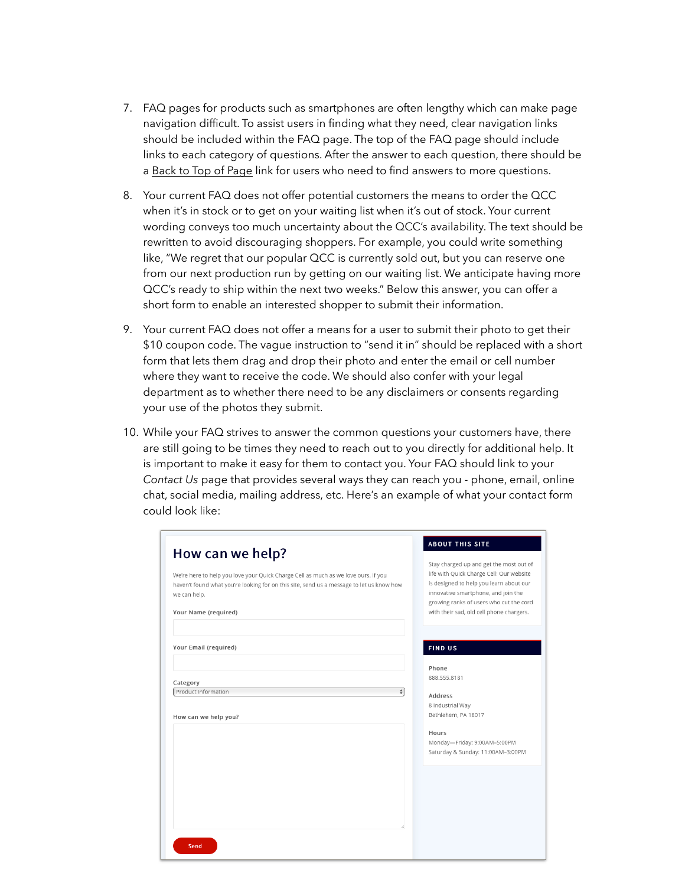7. FAQ pages for products such as smartphones are often lengthy which can make page navigation difficult. To assist users in finding what they need, clear navigation links should be included within the FAQ page. The top of the FAQ page should include links to each category of questions. After the answer to each question, there should be a Back to Top of Page link for users who need to find answers to more questions.

8. Your current FAQ does not offer potential customers the means to order the QCC when it's in stock or to get on your waiting list when it's out of stock. Your current wording conveys too much uncertainty about the QCC's availability. The text should be rewritten to avoid discouraging shoppers. For example, you could write something like, "We regret that our popular QCC is currently sold out, but you can reserve one from our next production run by getting on our waiting list. We anticipate having more QCC's ready to ship within the next two weeks." Below this answer, you can offer a short form to enable an interested shopper to submit their information.

9. Your current FAQ does not offer a means for a user to submit their photo to get their $10 coupon code. The vague instruction to "send it in" should be replaced with a short form that lets them drag and drop their photo and enter the email or cell number where they want to receive the code. We should also confer with your legal department as to whether there need to be any disclaimers or consents regarding your use of the photos they submit.

10. While your FAQ strives to answer the common questions your customers have, there are still going to be times they need to reach out to you directly for additional help. It is important to make it easy for them to contact you. Your FAQ should link to your *Contact Us* page that provides several ways they can reach you - phone, email, online chat, social media, mailing address, etc. Here's an example of what your contact form could look like:

## How can we help?

We're here to help you love your Quick Charge Cell as much as we love ours. If you haven't found what you're looking for on this site, send us a message to let us know how we can help.

**Your Name (required)**

**Your Email (required)**

**Category**

Product Information

**How can we help you?**

Send

**ABOUT THIS SITE**

Stay charged up and get the most out of life with Quick Charge Cell! Our website is designed to help you learn about our innovative smartphone, and join the growing ranks of users who cut the cord with their sad, old cell phone chargers.

**FIND US**

**Phone**
888.555.8181

**Address**
8 Industrial Way
Bethlehem, PA 18017

**Hours**
Monday—Friday: 9:00AM–5:00PM
Saturday & Sunday: 11:00AM–3:00PM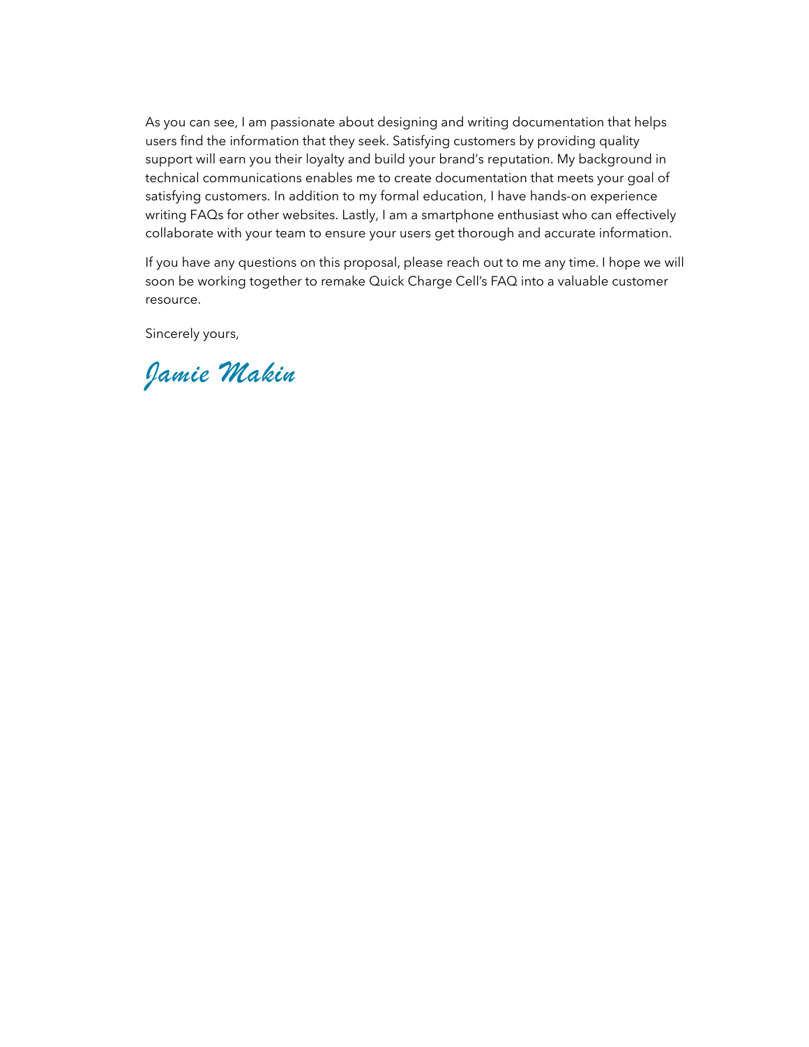As you can see, I am passionate about designing and writing documentation that helps users find the information that they seek. Satisfying customers by providing quality support will earn you their loyalty and build your brand's reputation. My background in technical communications enables me to create documentation that meets your goal of satisfying customers. In addition to my formal education, I have hands-on experience writing FAQs for other websites. Lastly, I am a smartphone enthusiast who can effectively collaborate with your team to ensure your users get thorough and accurate information.

If you have any questions on this proposal, please reach out to me any time. I hope we will soon be working together to remake Quick Charge Cell's FAQ into a valuable customer resource.

Sincerely yours,

*Jamie Makin*